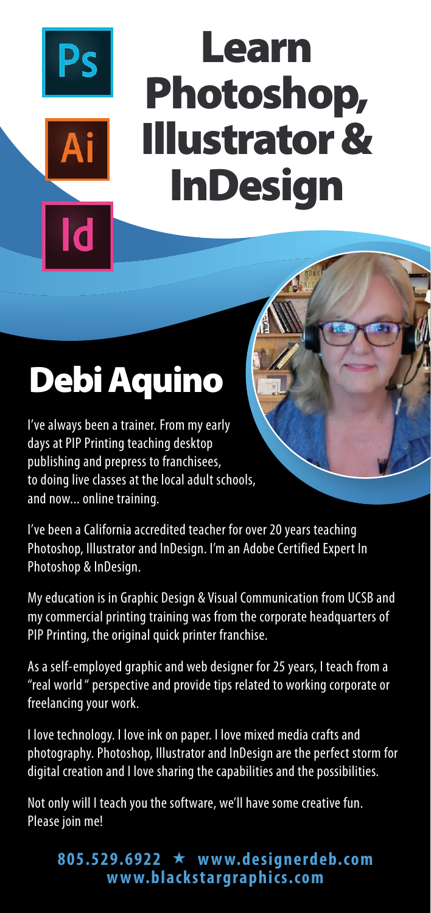# Learn Photoshop, Illustrator & InDesign

## Debi Aquino

I've always been a trainer. From my early days at PIP Printing teaching desktop publishing and prepress to franchisees, to doing live classes at the local adult schools, and now… online training.

I've been a California accredited teacher for over 20 years teaching Photoshop, Illustrator and InDesign. I'm an Adobe Certified Expert In Photoshop & InDesign.

My education is in Graphic Design & Visual Communication from UCSB and my commercial printing training was from the corporate headquarters of PIP Printing, the original quick printer franchise.

As a self-employed graphic and web designer for 25 years, I teach from a "real world" perspective and provide tips related to working corporate or freelancing your work.

I love technology. I love ink on paper. I love mixed media crafts and photography. Photoshop, Illustrator and InDesign are the perfect storm for digital creation and I love sharing the capabilities and the possibilities.

Not only will I teach you the software, we'll have some creative fun. Please join me!

**805.529.6922 ★ www.designerdeb.com**
**www.blackstargraphics.com**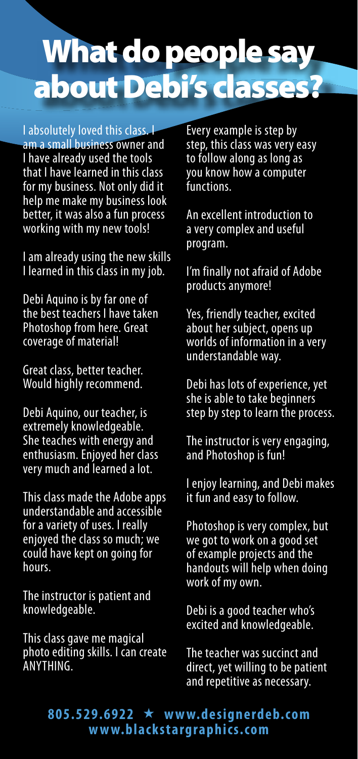# What do people say about Debi's classes?

I absolutely loved this class. I am a small business owner and I have already used the tools that I have learned in this class for my business. Not only did it help me make my business look better, it was also a fun process working with my new tools!

I am already using the new skills I learned in this class in my job.

Debi Aquino is by far one of the best teachers I have taken Photoshop from here. Great coverage of material!

Great class, better teacher. Would highly recommend.

Debi Aquino, our teacher, is extremely knowledgeable. She teaches with energy and enthusiasm. Enjoyed her class very much and learned a lot.

This class made the Adobe apps understandable and accessible for a variety of uses. I really enjoyed the class so much; we could have kept on going for hours.

The instructor is patient and knowledgeable.

This class gave me magical photo editing skills. I can create ANYTHING.

Every example is step by step, this class was very easy to follow along as long as you know how a computer functions.

An excellent introduction to a very complex and useful program.

I'm finally not afraid of Adobe products anymore!

Yes, friendly teacher, excited about her subject, opens up worlds of information in a very understandable way.

Debi has lots of experience, yet she is able to take beginners step by step to learn the process.

The instructor is very engaging, and Photoshop is fun!

I enjoy learning, and Debi makes it fun and easy to follow.

Photoshop is very complex, but we got to work on a good set of example projects and the handouts will help when doing work of my own.

Debi is a good teacher who's excited and knowledgeable.

The teacher was succinct and direct, yet willing to be patient and repetitive as necessary.

**805.529.6922 ★ www.designerdeb.com**
**www.blackstargraphics.com**